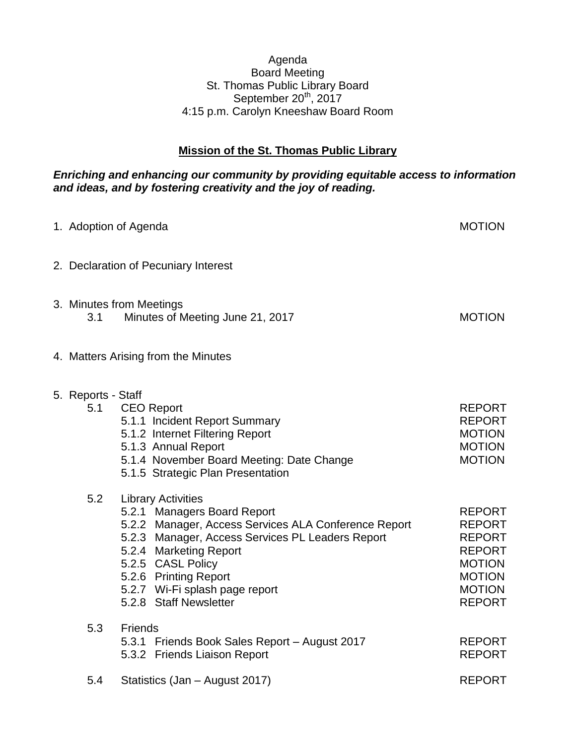Agenda
Board Meeting
St. Thomas Public Library Board
September 20th, 2017
4:15 p.m. Carolyn Kneeshaw Board Room

## Mission of the St. Thomas Public Library

***Enriching and enhancing our community by providing equitable access to information and ideas, and by fostering creativity and the joy of reading.***

1. Adoption of Agenda — MOTION

2. Declaration of Pecuniary Interest

3. Minutes from Meetings
   - 3.1 Minutes of Meeting June 21, 2017 — MOTION

4. Matters Arising from the Minutes

5. Reports - Staff
   - 5.1 CEO Report — REPORT
     - 5.1.1 Incident Report Summary — REPORT
     - 5.1.2 Internet Filtering Report — MOTION
     - 5.1.3 Annual Report — MOTION
     - 5.1.4 November Board Meeting: Date Change — MOTION
     - 5.1.5 Strategic Plan Presentation
   - 5.2 Library Activities
     - 5.2.1 Managers Board Report — REPORT
     - 5.2.2 Manager, Access Services ALA Conference Report — REPORT
     - 5.2.3 Manager, Access Services PL Leaders Report — REPORT
     - 5.2.4 Marketing Report — REPORT
     - 5.2.5 CASL Policy — MOTION
     - 5.2.6 Printing Report — MOTION
     - 5.2.7 Wi-Fi splash page report — MOTION
     - 5.2.8 Staff Newsletter — REPORT
   - 5.3 Friends
     - 5.3.1 Friends Book Sales Report – August 2017 — REPORT
     - 5.3.2 Friends Liaison Report — REPORT
   - 5.4 Statistics (Jan – August 2017) — REPORT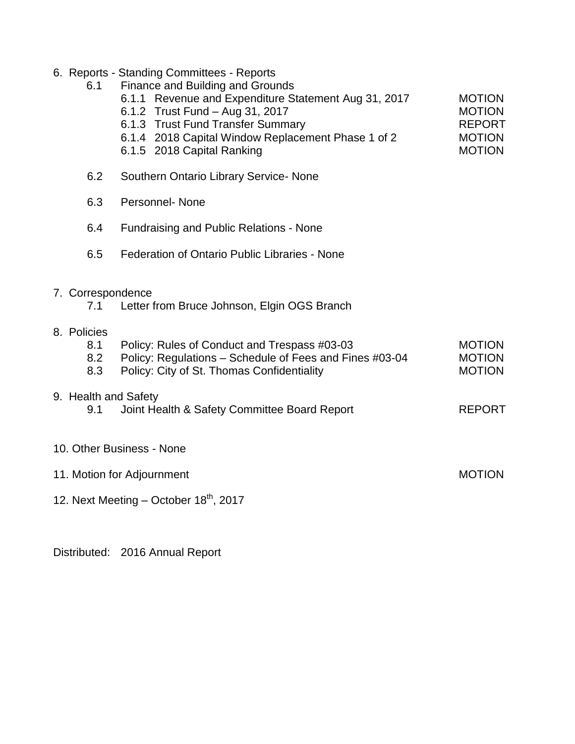6. Reports - Standing Committees - Reports

| | | |
|---|---|---|
| 6.1 | Finance and Building and Grounds | |
| | 6.1.1 Revenue and Expenditure Statement Aug 31, 2017 | MOTION |
| | 6.1.2 Trust Fund – Aug 31, 2017 | MOTION |
| | 6.1.3 Trust Fund Transfer Summary | REPORT |
| | 6.1.4 2018 Capital Window Replacement Phase 1 of 2 | MOTION |
| | 6.1.5 2018 Capital Ranking | MOTION |
| 6.2 | Southern Ontario Library Service- None | |
| 6.3 | Personnel- None | |
| 6.4 | Fundraising and Public Relations - None | |
| 6.5 | Federation of Ontario Public Libraries - None | |

7. Correspondence

| | | |
|---|---|---|
| 7.1 | Letter from Bruce Johnson, Elgin OGS Branch | |

8. Policies

| | | |
|---|---|---|
| 8.1 | Policy: Rules of Conduct and Trespass #03-03 | MOTION |
| 8.2 | Policy: Regulations – Schedule of Fees and Fines #03-04 | MOTION |
| 8.3 | Policy: City of St. Thomas Confidentiality | MOTION |

9. Health and Safety

| | | |
|---|---|---|
| 9.1 | Joint Health & Safety Committee Board Report | REPORT |

10. Other Business - None

11. Motion for Adjournment — MOTION

12. Next Meeting – October 18th, 2017

Distributed: 2016 Annual Report